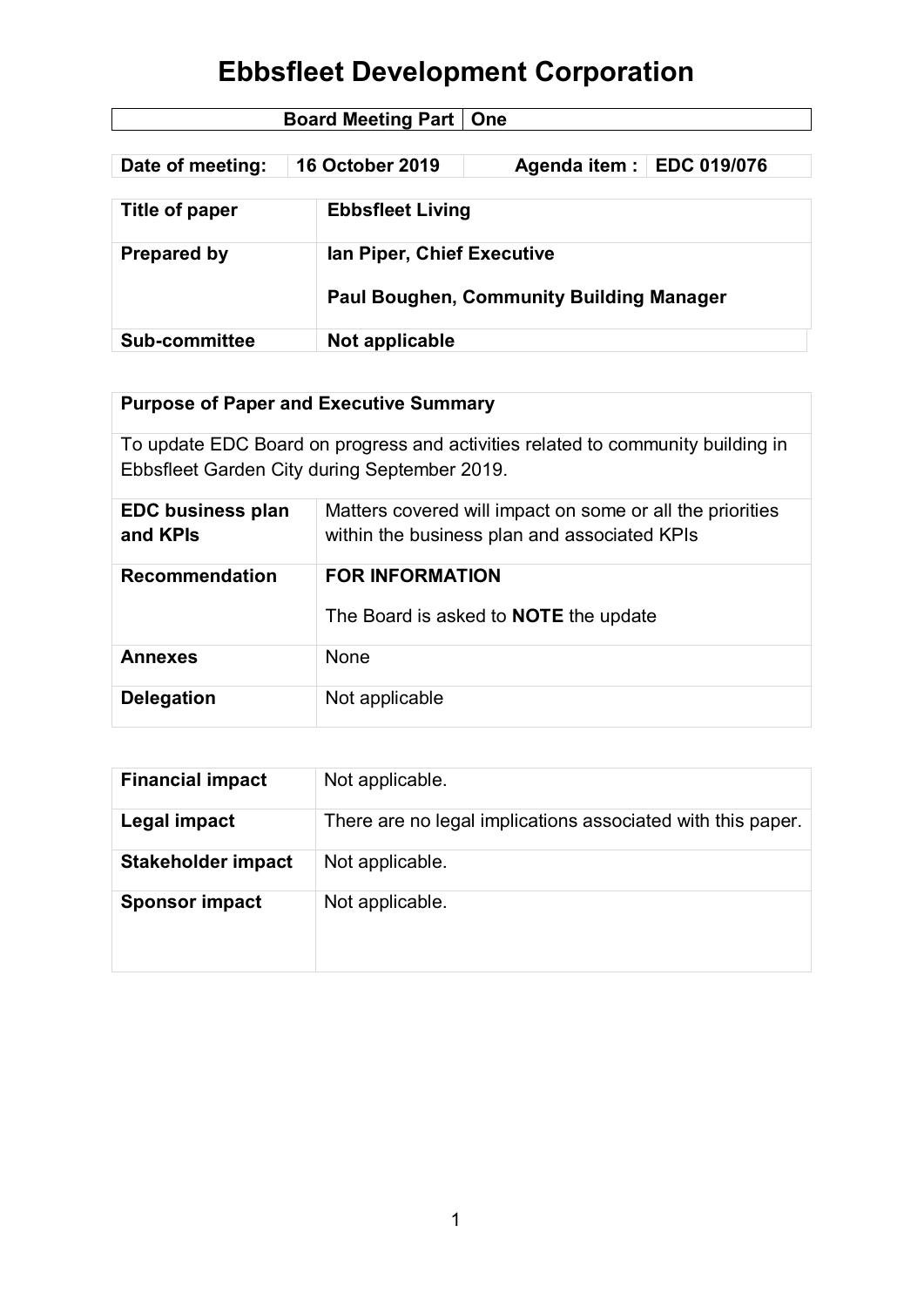# Ebbsfleet Development Corporation

| Board Meeting Part | One |
|---|---|

| Date of meeting: | 16 October 2019 | Agenda item : | EDC 019/076 |
|---|---|---|---|

| Title of paper | Ebbsfleet Living |
|---|---|
| Prepared by | Ian Piper, Chief Executive<br><br>Paul Boughen, Community Building Manager |
| Sub-committee | Not applicable |

| Purpose of Paper and Executive Summary | |
|---|---|
| To update EDC Board on progress and activities related to community building in Ebbsfleet Garden City during September 2019. | |
| **EDC business plan and KPIs** | Matters covered will impact on some or all the priorities within the business plan and associated KPIs |
| **Recommendation** | **FOR INFORMATION**<br><br>The Board is asked to **NOTE** the update |
| **Annexes** | None |
| **Delegation** | Not applicable |

| Financial impact | Not applicable. |
|---|---|
| **Legal impact** | There are no legal implications associated with this paper. |
| **Stakeholder impact** | Not applicable. |
| **Sponsor impact** | Not applicable. |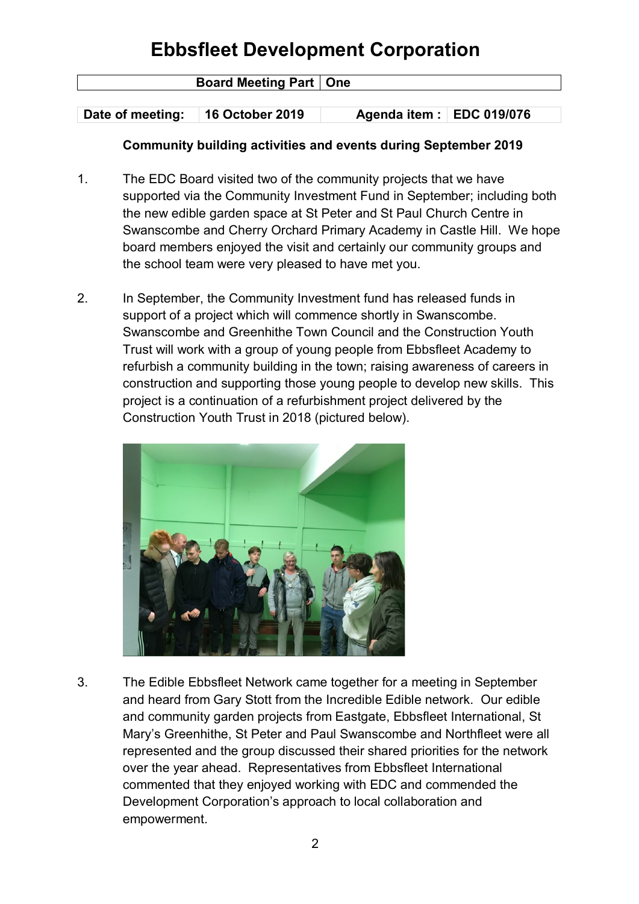# Ebbsfleet Development Corporation

| Board Meeting Part | One |
|---|---|

| Date of meeting: | 16 October 2019 | Agenda item : | EDC 019/076 |
|---|---|---|---|

**Community building activities and events during September 2019**

1. The EDC Board visited two of the community projects that we have supported via the Community Investment Fund in September; including both the new edible garden space at St Peter and St Paul Church Centre in Swanscombe and Cherry Orchard Primary Academy in Castle Hill. We hope board members enjoyed the visit and certainly our community groups and the school team were very pleased to have met you.

2. In September, the Community Investment fund has released funds in support of a project which will commence shortly in Swanscombe. Swanscombe and Greenhithe Town Council and the Construction Youth Trust will work with a group of young people from Ebbsfleet Academy to refurbish a community building in the town; raising awareness of careers in construction and supporting those young people to develop new skills. This project is a continuation of a refurbishment project delivered by the Construction Youth Trust in 2018 (pictured below).

3. The Edible Ebbsfleet Network came together for a meeting in September and heard from Gary Stott from the Incredible Edible network. Our edible and community garden projects from Eastgate, Ebbsfleet International, St Mary's Greenhithe, St Peter and Paul Swanscombe and Northfleet were all represented and the group discussed their shared priorities for the network over the year ahead. Representatives from Ebbsfleet International commented that they enjoyed working with EDC and commended the Development Corporation's approach to local collaboration and empowerment.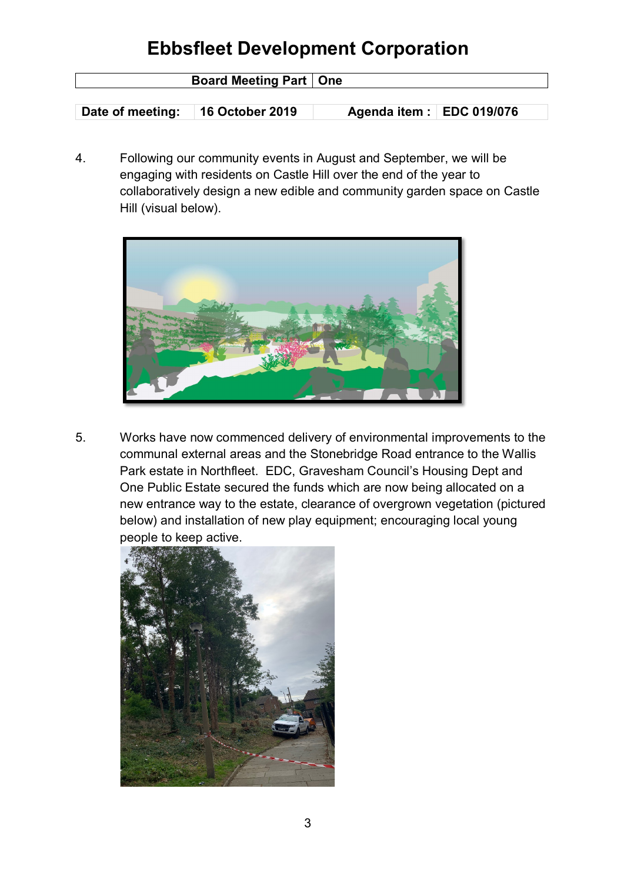# Ebbsfleet Development Corporation

| Board Meeting Part | One |
|---|---|

| Date of meeting: | 16 October 2019 | Agenda item : | EDC 019/076 |
|---|---|---|---|

4. Following our community events in August and September, we will be engaging with residents on Castle Hill over the end of the year to collaboratively design a new edible and community garden space on Castle Hill (visual below).

5. Works have now commenced delivery of environmental improvements to the communal external areas and the Stonebridge Road entrance to the Wallis Park estate in Northfleet. EDC, Gravesham Council's Housing Dept and One Public Estate secured the funds which are now being allocated on a new entrance way to the estate, clearance of overgrown vegetation (pictured below) and installation of new play equipment; encouraging local young people to keep active.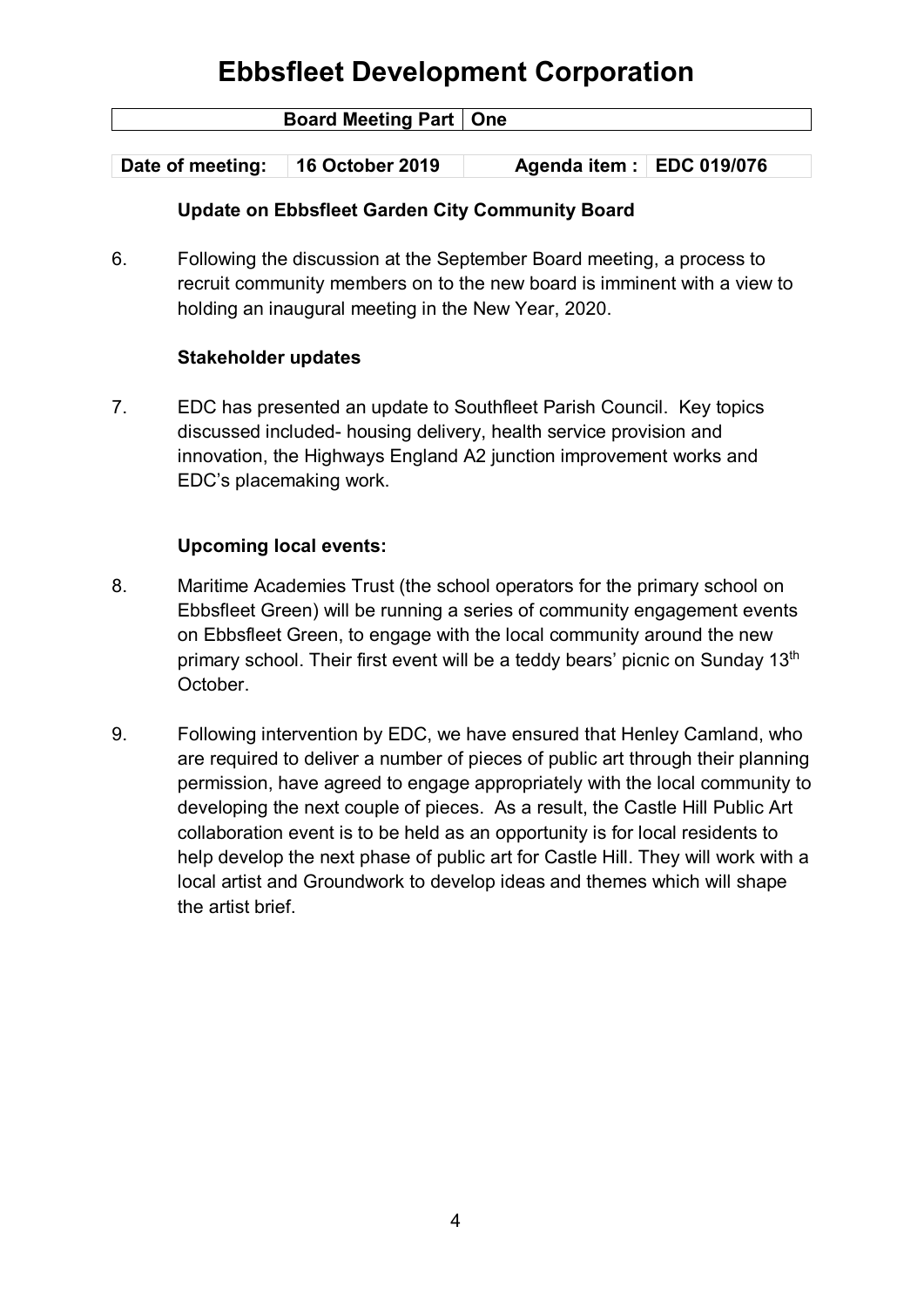# Ebbsfleet Development Corporation

| Board Meeting Part | One |
|---|---|

| Date of meeting: | 16 October 2019 | Agenda item : | EDC 019/076 |
|---|---|---|---|

**Update on Ebbsfleet Garden City Community Board**

6. Following the discussion at the September Board meeting, a process to recruit community members on to the new board is imminent with a view to holding an inaugural meeting in the New Year, 2020.

**Stakeholder updates**

7. EDC has presented an update to Southfleet Parish Council. Key topics discussed included- housing delivery, health service provision and innovation, the Highways England A2 junction improvement works and EDC's placemaking work.

**Upcoming local events:**

8. Maritime Academies Trust (the school operators for the primary school on Ebbsfleet Green) will be running a series of community engagement events on Ebbsfleet Green, to engage with the local community around the new primary school. Their first event will be a teddy bears' picnic on Sunday 13th October.

9. Following intervention by EDC, we have ensured that Henley Camland, who are required to deliver a number of pieces of public art through their planning permission, have agreed to engage appropriately with the local community to developing the next couple of pieces. As a result, the Castle Hill Public Art collaboration event is to be held as an opportunity is for local residents to help develop the next phase of public art for Castle Hill. They will work with a local artist and Groundwork to develop ideas and themes which will shape the artist brief.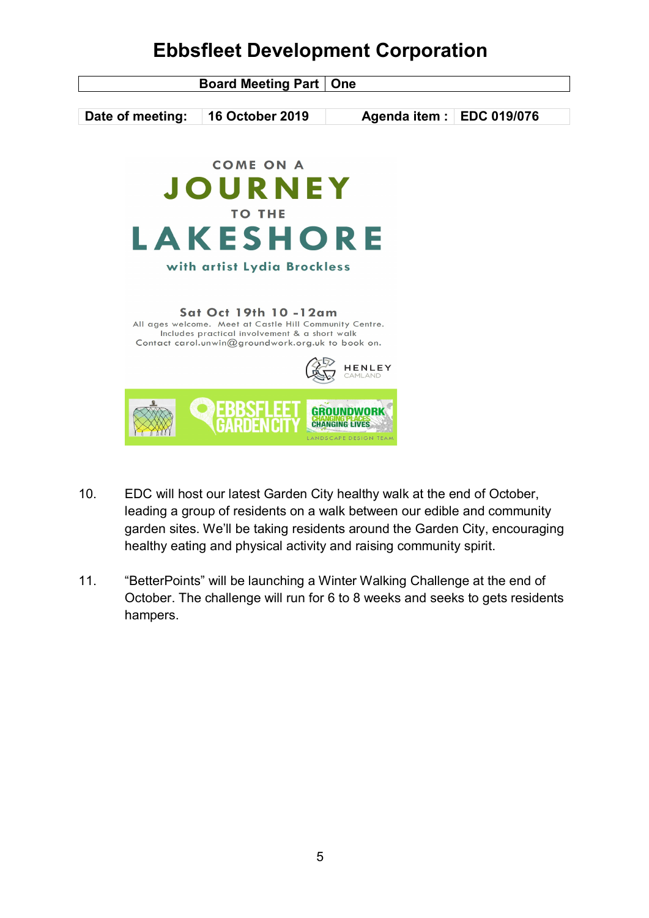COME ON A

JOURNEY

TO THE

LAKESHORE

with artist Lydia Brockless

Sat Oct 19th 10 -12am

All ages welcome. Meet at Castle Hill Community Centre.
Includes practical involvement & a short walk
Contact carol.unwin@groundwork.org.uk to book on.

HENLEY CAMLAND

EBBSFLEET GARDEN CITY

GROUNDWORK CHANGING PLACES CHANGING LIVES

LANDSCAPE DESIGN TEAM

10. EDC will host our latest Garden City healthy walk at the end of October, leading a group of residents on a walk between our edible and community garden sites. We'll be taking residents around the Garden City, encouraging healthy eating and physical activity and raising community spirit.

11. "BetterPoints" will be launching a Winter Walking Challenge at the end of October. The challenge will run for 6 to 8 weeks and seeks to gets residents hampers.